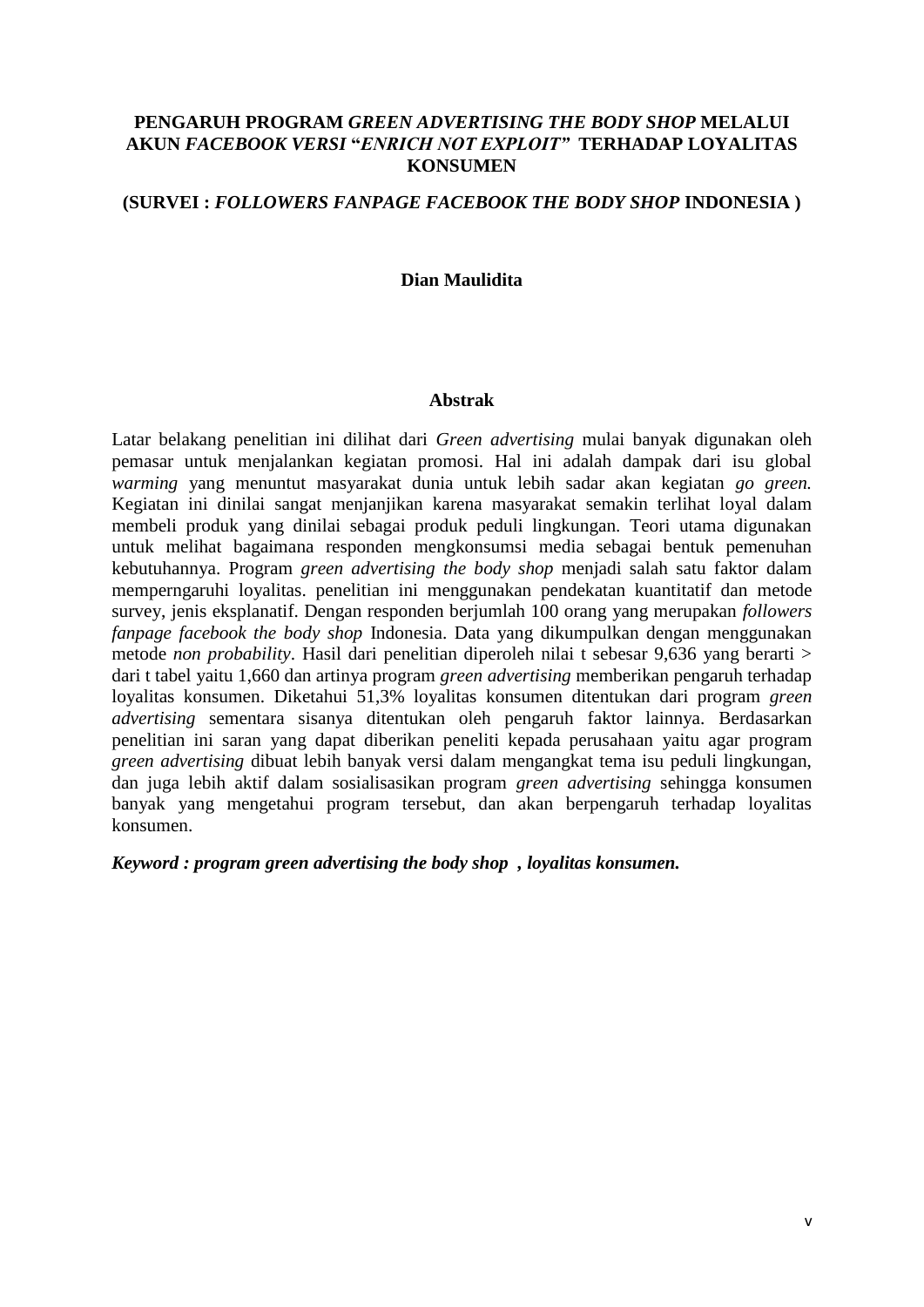# PENGARUH PROGRAM *GREEN ADVERTISING THE BODY SHOP* MELALUI AKUN *FACEBOOK VERSI* "*ENRICH NOT EXPLOIT*" TERHADAP LOYALITAS KONSUMEN

## (SURVEI : *FOLLOWERS FANPAGE FACEBOOK THE BODY SHOP* INDONESIA )

**Dian Maulidita**

### Abstrak

Latar belakang penelitian ini dilihat dari *Green advertising* mulai banyak digunakan oleh pemasar untuk menjalankan kegiatan promosi. Hal ini adalah dampak dari isu global *warming* yang menuntut masyarakat dunia untuk lebih sadar akan kegiatan *go green.* Kegiatan ini dinilai sangat menjanjikan karena masyarakat semakin terlihat loyal dalam membeli produk yang dinilai sebagai produk peduli lingkungan. Teori utama digunakan untuk melihat bagaimana responden mengkonsumsi media sebagai bentuk pemenuhan kebutuhannya. Program *green advertising the body shop* menjadi salah satu faktor dalam memperngaruhi loyalitas. penelitian ini menggunakan pendekatan kuantitatif dan metode survey, jenis eksplanatif. Dengan responden berjumlah 100 orang yang merupakan *followers fanpage facebook the body shop* Indonesia. Data yang dikumpulkan dengan menggunakan metode *non probability*. Hasil dari penelitian diperoleh nilai t sebesar 9,636 yang berarti > dari t tabel yaitu 1,660 dan artinya program *green advertising* memberikan pengaruh terhadap loyalitas konsumen. Diketahui 51,3% loyalitas konsumen ditentukan dari program *green advertising* sementara sisanya ditentukan oleh pengaruh faktor lainnya. Berdasarkan penelitian ini saran yang dapat diberikan peneliti kepada perusahaan yaitu agar program *green advertising* dibuat lebih banyak versi dalam mengangkat tema isu peduli lingkungan, dan juga lebih aktif dalam sosialisasikan program *green advertising* sehingga konsumen banyak yang mengetahui program tersebut, dan akan berpengaruh terhadap loyalitas konsumen.

***Keyword : program green advertising the body shop , loyalitas konsumen.***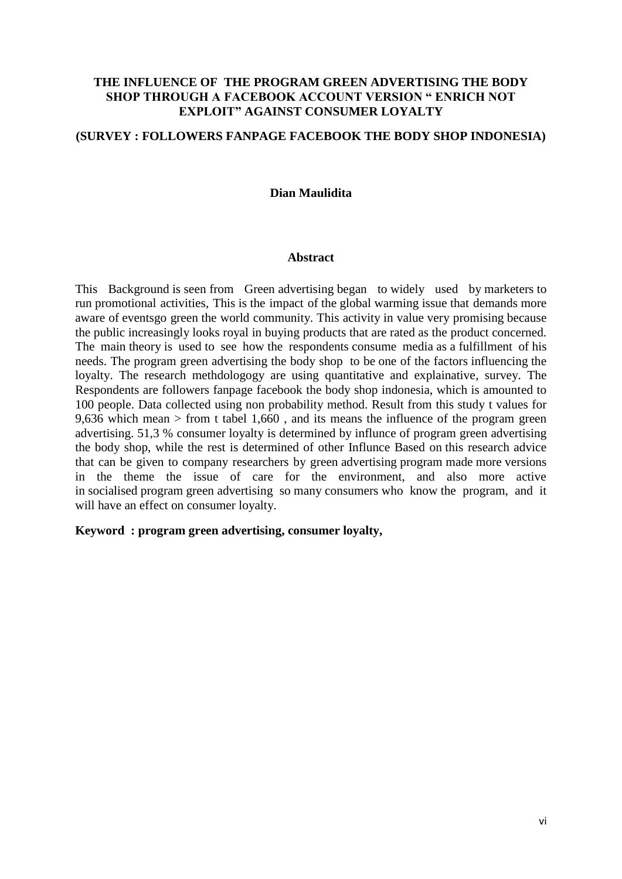**THE INFLUENCE OF THE PROGRAM GREEN ADVERTISING THE BODY SHOP THROUGH A FACEBOOK ACCOUNT VERSION " ENRICH NOT EXPLOIT" AGAINST CONSUMER LOYALTY**

**(SURVEY : FOLLOWERS FANPAGE FACEBOOK THE BODY SHOP INDONESIA)**

**Dian Maulidita**

**Abstract**

This Background is seen from Green advertising began to widely used by marketers to run promotional activities, This is the impact of the global warming issue that demands more aware of eventsgo green the world community. This activity in value very promising because the public increasingly looks royal in buying products that are rated as the product concerned. The main theory is used to see how the respondents consume media as a fulfillment of his needs. The program green advertising the body shop to be one of the factors influencing the loyalty. The research methdologogy are using quantitative and explainative, survey. The Respondents are followers fanpage facebook the body shop indonesia, which is amounted to 100 people. Data collected using non probability method. Result from this study t values for 9,636 which mean > from t tabel 1,660 , and its means the influence of the program green advertising. 51,3 % consumer loyalty is determined by influnce of program green advertising the body shop, while the rest is determined of other Influnce Based on this research advice that can be given to company researchers by green advertising program made more versions in the theme the issue of care for the environment, and also more active in socialised program green advertising so many consumers who know the program, and it will have an effect on consumer loyalty.

**Keyword : program green advertising, consumer loyalty,**